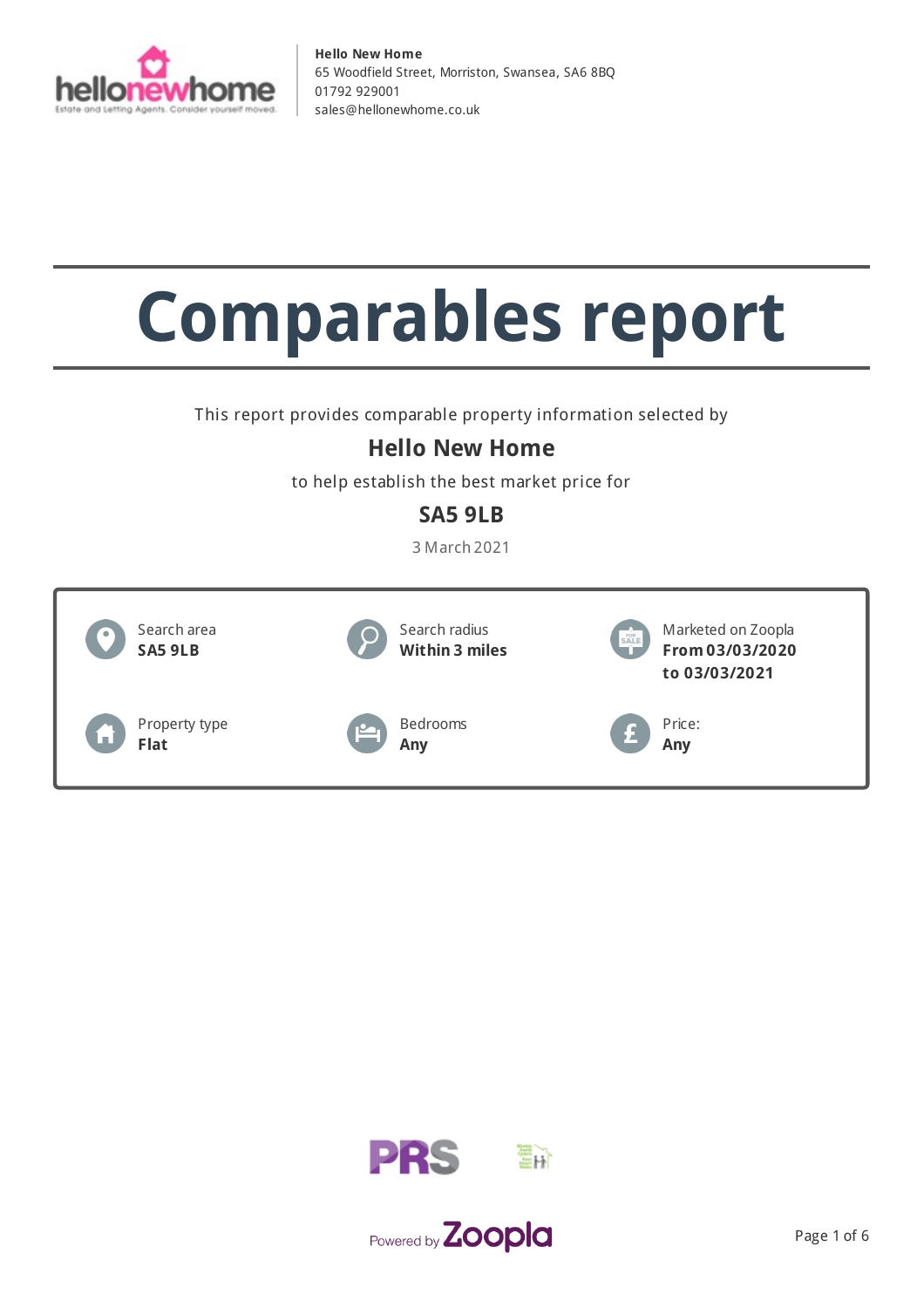**Hello New Home**
65 Woodfield Street, Morriston, Swansea, SA6 8BQ
01792 929001
sales@hellonewhome.co.uk

# Comparables report

This report provides comparable property information selected by

## Hello New Home

to help establish the best market price for

## SA5 9LB

3 March 2021

| | | |
|---|---|---|
| Search area **SA5 9LB** | Search radius **Within 3 miles** | Marketed on Zoopla **From 03/03/2020 to 03/03/2021** |
| Property type **Flat** | Bedrooms **Any** | Price: **Any** |

Powered by Zoopla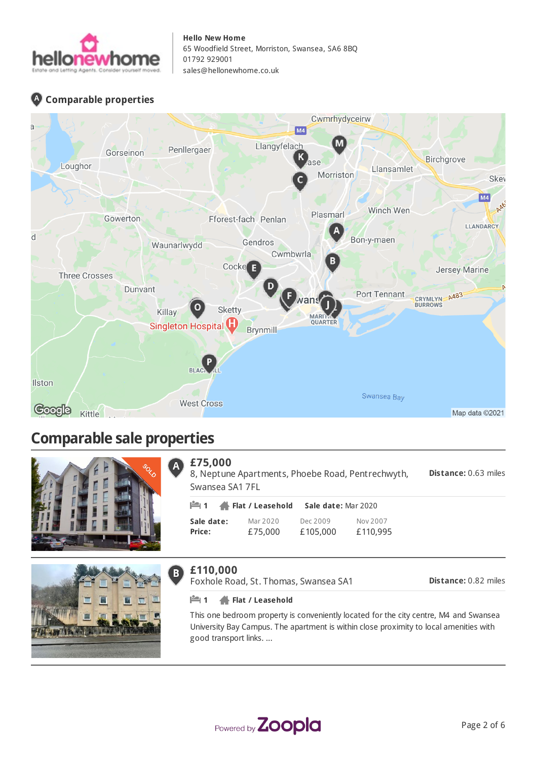**Hello New Home**
65 Woodfield Street, Morriston, Swansea, SA6 8BQ
01792 929001
sales@hellonewhome.co.uk

## Comparable properties

# Comparable sale properties

### A — £75,000

8, Neptune Apartments, Phoebe Road, Pentrechwyth, Swansea SA1 7FL

**Distance:** 0.63 miles

1 | **Flat / Leasehold** | **Sale date:** Mar 2020

| **Sale date:** | Mar 2020 | Dec 2009 | Nov 2007 |
|---|---|---|---|
| **Price:** | £75,000 | £105,000 | £110,995 |

### B — £110,000

Foxhole Road, St. Thomas, Swansea SA1

**Distance:** 0.82 miles

1 | **Flat / Leasehold**

This one bedroom property is conveniently located for the city centre, M4 and Swansea University Bay Campus. The apartment is within close proximity to local amenities with good transport links. ...

Powered by Zoopla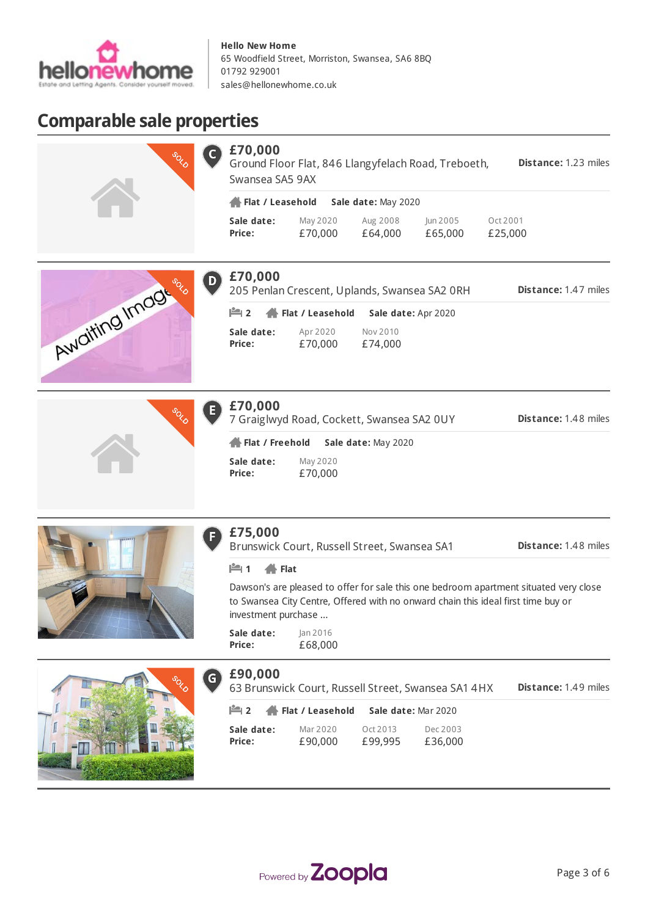**Hello New Home**
65 Woodfield Street, Morriston, Swansea, SA6 8BQ
01792 929001
sales@hellonewhome.co.uk

# Comparable sale properties

## C — £70,000

Ground Floor Flat, 846 Llangyfelach Road, Treboeth, Swansea SA5 9AX

**Distance:** 1.23 miles

**Flat / Leasehold** **Sale date:** May 2020

| **Sale date:** | May 2020 | Aug 2008 | Jun 2005 | Oct 2001 |
|---|---|---|---|---|
| **Price:** | £70,000 | £64,000 | £65,000 | £25,000 |

## D — £70,000

205 Penlan Crescent, Uplands, Swansea SA2 0RH

**Distance:** 1.47 miles

2 **Flat / Leasehold** **Sale date:** Apr 2020

| **Sale date:** | Apr 2020 | Nov 2010 |
|---|---|---|
| **Price:** | £70,000 | £74,000 |

## E — £70,000

7 Graiglwyd Road, Cockett, Swansea SA2 0UY

**Distance:** 1.48 miles

**Flat / Freehold** **Sale date:** May 2020

| **Sale date:** | May 2020 |
|---|---|
| **Price:** | £70,000 |

## F — £75,000

Brunswick Court, Russell Street, Swansea SA1

**Distance:** 1.48 miles

1 **Flat**

Dawson's are pleased to offer for sale this one bedroom apartment situated very close to Swansea City Centre, Offered with no onward chain this ideal first time buy or investment purchase ...

| **Sale date:** | Jan 2016 |
|---|---|
| **Price:** | £68,000 |

## G — £90,000

63 Brunswick Court, Russell Street, Swansea SA1 4HX

**Distance:** 1.49 miles

2 **Flat / Leasehold** **Sale date:** Mar 2020

| **Sale date:** | Mar 2020 | Oct 2013 | Dec 2003 |
|---|---|---|---|
| **Price:** | £90,000 | £99,995 | £36,000 |

Powered by Zoopla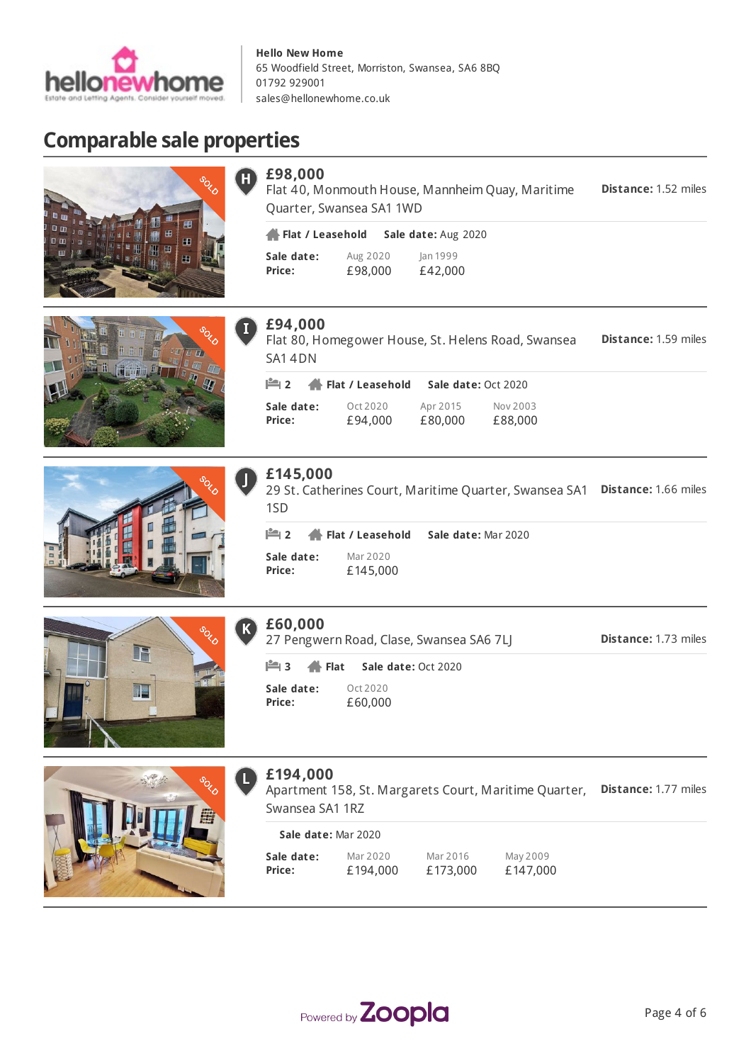**Hello New Home**
65 Woodfield Street, Morriston, Swansea, SA6 8BQ
01792 929001
sales@hellonewhome.co.uk

# Comparable sale properties

## H £98,000

Flat 40, Monmouth House, Mannheim Quay, Maritime Quarter, Swansea SA1 1WD

**Distance:** 1.52 miles

**Flat / Leasehold** **Sale date:** Aug 2020

| **Sale date:** | Aug 2020 | Jan 1999 |
|---|---|---|
| **Price:** | £98,000 | £42,000 |

## I £94,000

Flat 80, Homegower House, St. Helens Road, Swansea SA1 4DN

**Distance:** 1.59 miles

2 **Flat / Leasehold** **Sale date:** Oct 2020

| **Sale date:** | Oct 2020 | Apr 2015 | Nov 2003 |
|---|---|---|---|
| **Price:** | £94,000 | £80,000 | £88,000 |

## J £145,000

29 St. Catherines Court, Maritime Quarter, Swansea SA1 1SD

**Distance:** 1.66 miles

2 **Flat / Leasehold** **Sale date:** Mar 2020

| **Sale date:** | Mar 2020 |
|---|---|
| **Price:** | £145,000 |

## K £60,000

27 Pengwern Road, Clase, Swansea SA6 7LJ

**Distance:** 1.73 miles

3 **Flat** **Sale date:** Oct 2020

| **Sale date:** | Oct 2020 |
|---|---|
| **Price:** | £60,000 |

## L £194,000

Apartment 158, St. Margarets Court, Maritime Quarter, Swansea SA1 1RZ

**Distance:** 1.77 miles

**Sale date:** Mar 2020

| **Sale date:** | Mar 2020 | Mar 2016 | May 2009 |
|---|---|---|---|
| **Price:** | £194,000 | £173,000 | £147,000 |

Powered by Zoopla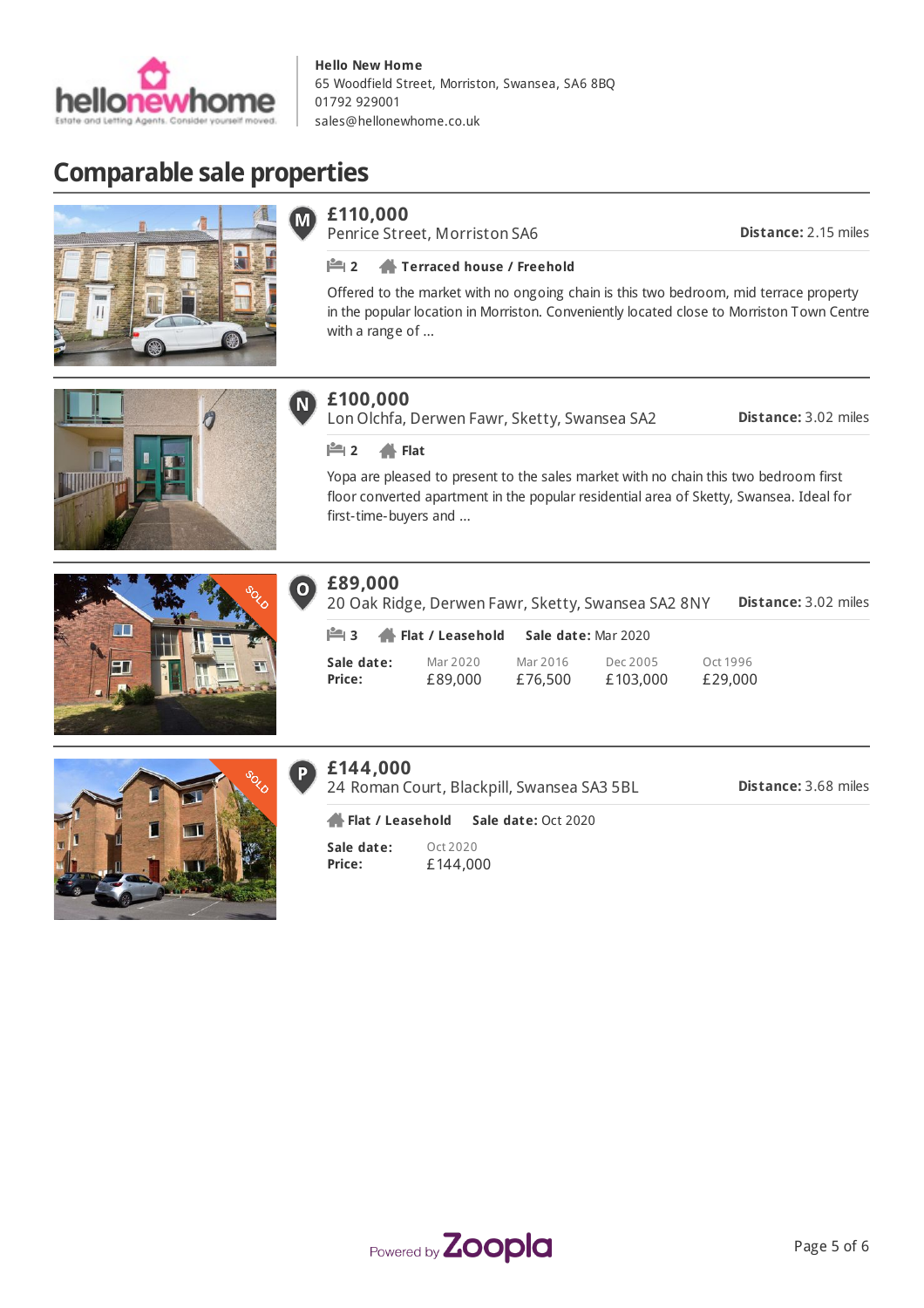**Hello New Home**
65 Woodfield Street, Morriston, Swansea, SA6 8BQ
01792 929001
sales@hellonewhome.co.uk

# Comparable sale properties

## M

**£110,000**
Penrice Street, Morriston SA6

**Distance:** 2.15 miles

2 | **Terraced house / Freehold**

Offered to the market with no ongoing chain is this two bedroom, mid terrace property in the popular location in Morriston. Conveniently located close to Morriston Town Centre with a range of ...

## N

**£100,000**
Lon Olchfa, Derwen Fawr, Sketty, Swansea SA2

**Distance:** 3.02 miles

2 | **Flat**

Yopa are pleased to present to the sales market with no chain this two bedroom first floor converted apartment in the popular residential area of Sketty, Swansea. Ideal for first-time-buyers and ...

## O

SOLD

**£89,000**
20 Oak Ridge, Derwen Fawr, Sketty, Swansea SA2 8NY

**Distance:** 3.02 miles

3 | **Flat / Leasehold** | **Sale date:** Mar 2020

| **Sale date:** | Mar 2020 | Mar 2016 | Dec 2005 | Oct 1996 |
|---|---|---|---|---|
| **Price:** | £89,000 | £76,500 | £103,000 | £29,000 |

## P

SOLD

**£144,000**
24 Roman Court, Blackpill, Swansea SA3 5BL

**Distance:** 3.68 miles

**Flat / Leasehold** | **Sale date:** Oct 2020

| **Sale date:** | Oct 2020 |
|---|---|
| **Price:** | £144,000 |

Powered by Zoopla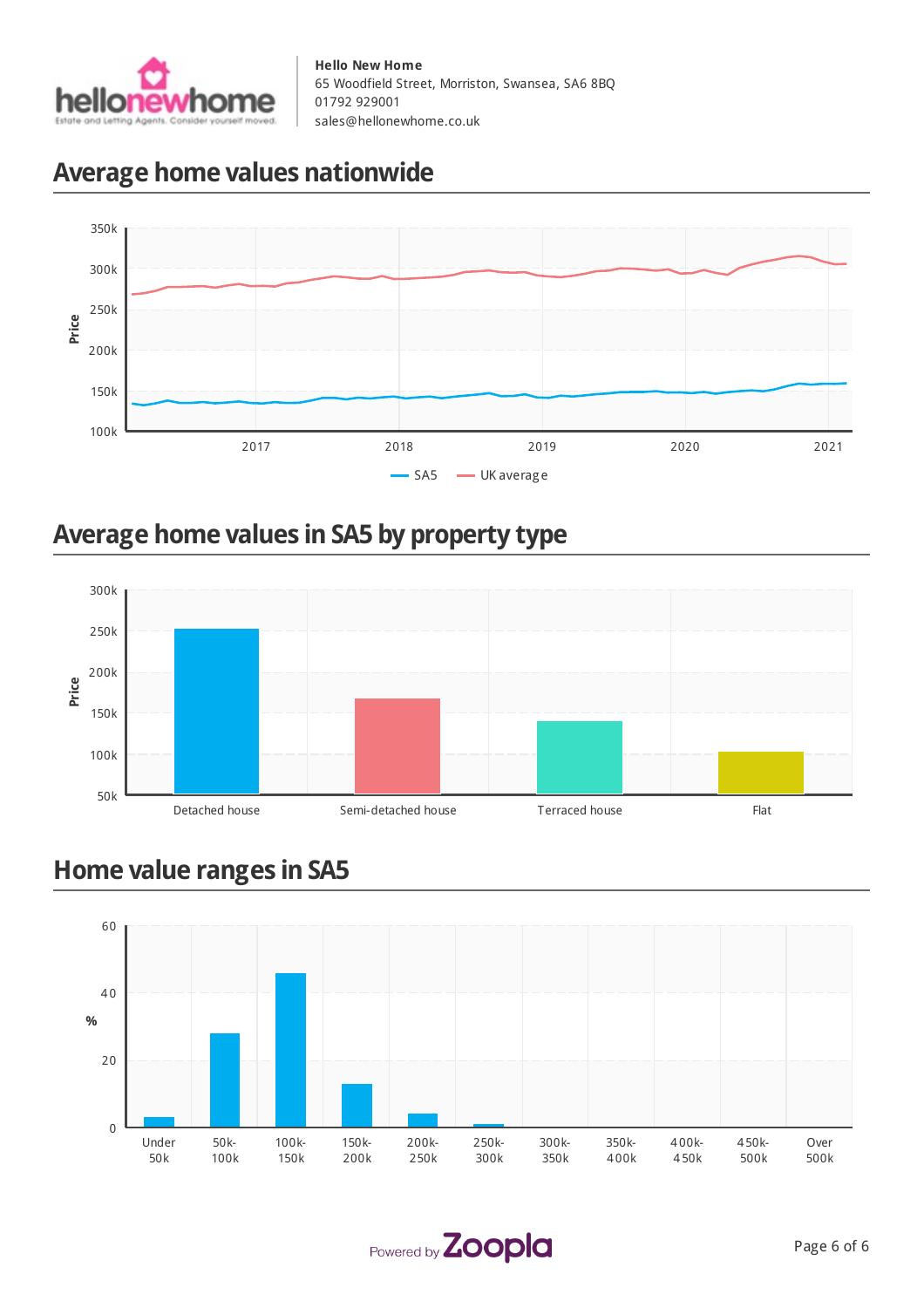**Hello New Home**
65 Woodfield Street, Morriston, Swansea, SA6 8BQ
01792 929001
sales@hellonewhome.co.uk

## Average home values nationwide

Price

350k
300k
250k
200k
150k
100k

2017
2018
2019
2020
2021

SA5
UK average

## Average home values in SA5 by property type

Price

300k
250k
200k
150k
100k
50k

Detached house
Semi-detached house
Terraced house
Flat

## Home value ranges in SA5

%

60
40
20
0

Under 50k
50k-100k
100k-150k
150k-200k
200k-250k
250k-300k
300k-350k
350k-400k
400k-450k
450k-500k
Over 500k

Powered by Zoopla